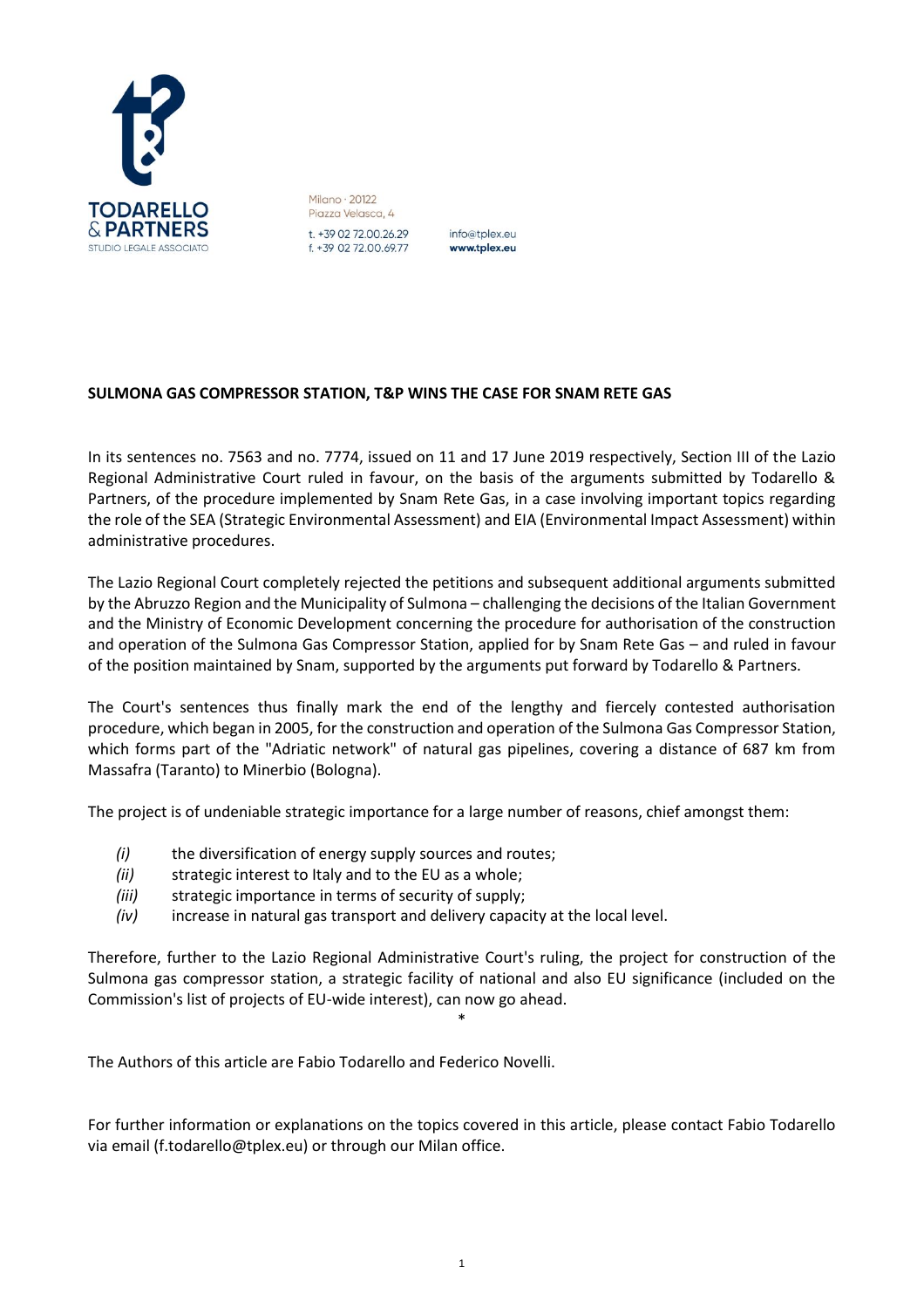TODARELLO & PARTNERS
STUDIO LEGALE ASSOCIATO

Milano · 20122
Piazza Velasca, 4
t. +39 02 72.00.26.29
f. +39 02 72.00.69.77

info@tplex.eu
www.tplex.eu

**SULMONA GAS COMPRESSOR STATION, T&P WINS THE CASE FOR SNAM RETE GAS**

In its sentences no. 7563 and no. 7774, issued on 11 and 17 June 2019 respectively, Section III of the Lazio Regional Administrative Court ruled in favour, on the basis of the arguments submitted by Todarello & Partners, of the procedure implemented by Snam Rete Gas, in a case involving important topics regarding the role of the SEA (Strategic Environmental Assessment) and EIA (Environmental Impact Assessment) within administrative procedures.

The Lazio Regional Court completely rejected the petitions and subsequent additional arguments submitted by the Abruzzo Region and the Municipality of Sulmona – challenging the decisions of the Italian Government and the Ministry of Economic Development concerning the procedure for authorisation of the construction and operation of the Sulmona Gas Compressor Station, applied for by Snam Rete Gas – and ruled in favour of the position maintained by Snam, supported by the arguments put forward by Todarello & Partners.

The Court's sentences thus finally mark the end of the lengthy and fiercely contested authorisation procedure, which began in 2005, for the construction and operation of the Sulmona Gas Compressor Station, which forms part of the "Adriatic network" of natural gas pipelines, covering a distance of 687 km from Massafra (Taranto) to Minerbio (Bologna).

The project is of undeniable strategic importance for a large number of reasons, chief amongst them:

- *(i)* the diversification of energy supply sources and routes;
- *(ii)* strategic interest to Italy and to the EU as a whole;
- *(iii)* strategic importance in terms of security of supply;
- *(iv)* increase in natural gas transport and delivery capacity at the local level.

Therefore, further to the Lazio Regional Administrative Court's ruling, the project for construction of the Sulmona gas compressor station, a strategic facility of national and also EU significance (included on the Commission's list of projects of EU-wide interest), can now go ahead.

*

The Authors of this article are Fabio Todarello and Federico Novelli.

For further information or explanations on the topics covered in this article, please contact Fabio Todarello via email (f.todarello@tplex.eu) or through our Milan office.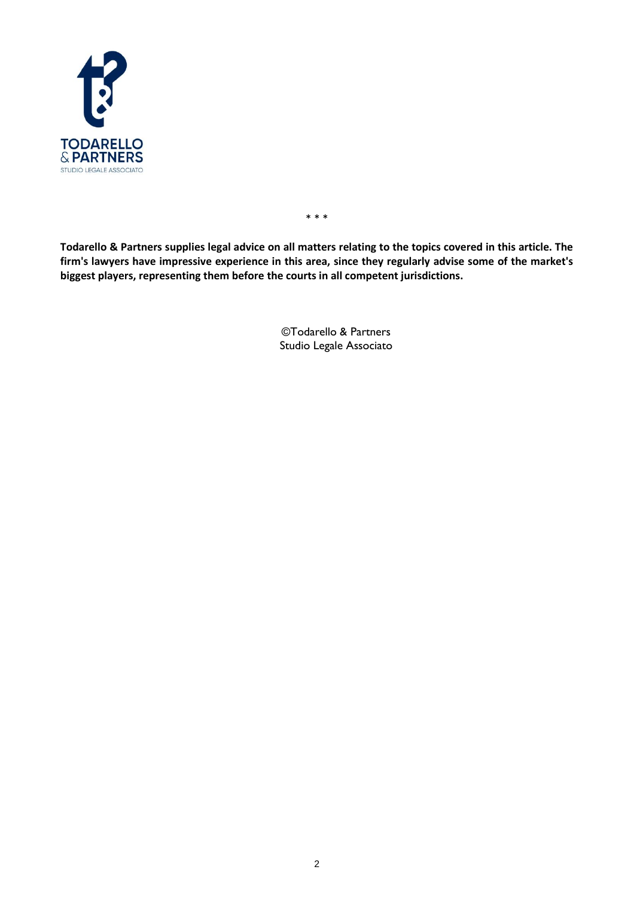TODARELLO
& PARTNERS
STUDIO LEGALE ASSOCIATO

\* \* \*

**Todarello & Partners supplies legal advice on all matters relating to the topics covered in this article. The firm's lawyers have impressive experience in this area, since they regularly advise some of the market's biggest players, representing them before the courts in all competent jurisdictions.**

©Todarello & Partners
Studio Legale Associato